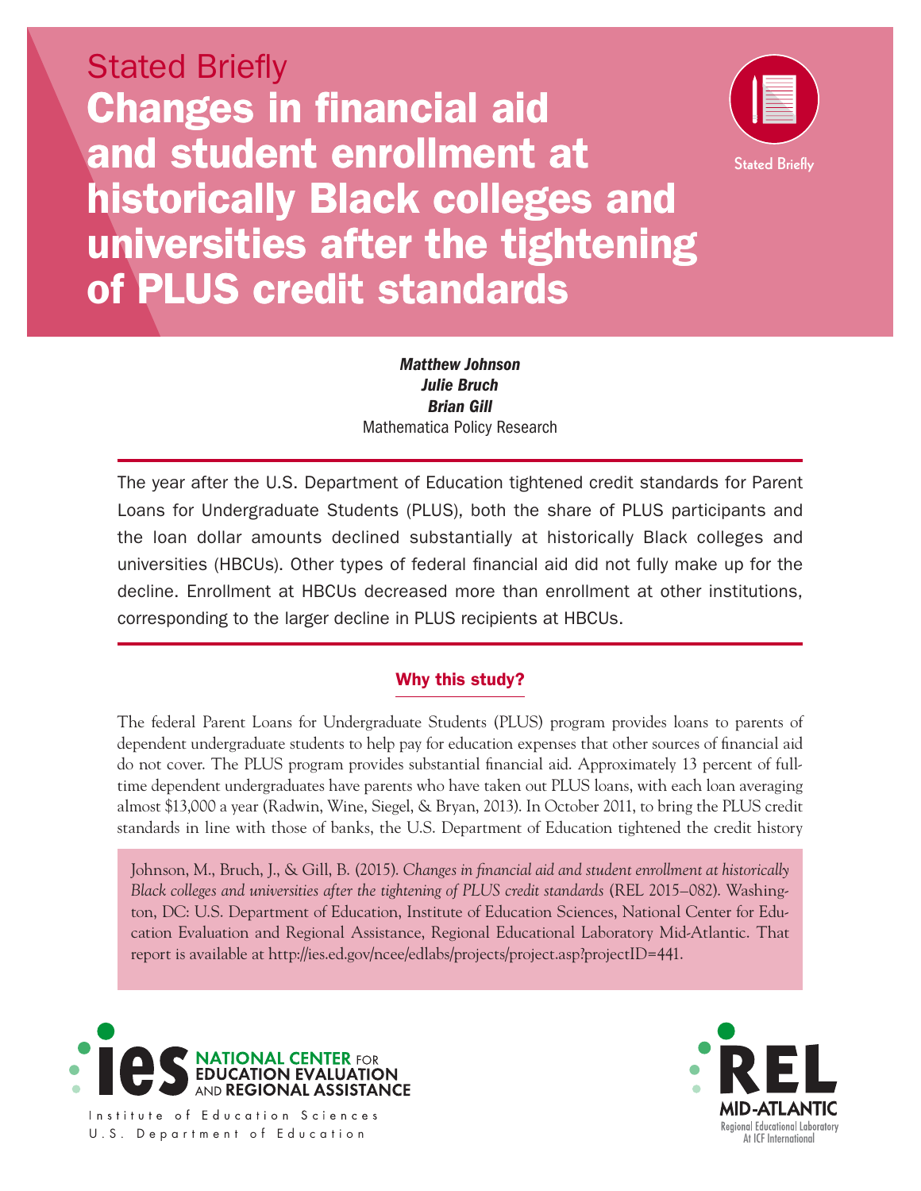Stated Briefly

# Changes in financial aid and student enrollment at historically Black colleges and universities after the tightening of PLUS credit standards

***Matthew Johnson***
***Julie Bruch***
***Brian Gill***
Mathematica Policy Research

The year after the U.S. Department of Education tightened credit standards for Parent Loans for Undergraduate Students (PLUS), both the share of PLUS participants and the loan dollar amounts declined substantially at historically Black colleges and universities (HBCUs). Other types of federal financial aid did not fully make up for the decline. Enrollment at HBCUs decreased more than enrollment at other institutions, corresponding to the larger decline in PLUS recipients at HBCUs.

## Why this study?

The federal Parent Loans for Undergraduate Students (PLUS) program provides loans to parents of dependent undergraduate students to help pay for education expenses that other sources of financial aid do not cover. The PLUS program provides substantial financial aid. Approximately 13 percent of full-time dependent undergraduates have parents who have taken out PLUS loans, with each loan averaging almost $13,000 a year (Radwin, Wine, Siegel, & Bryan, 2013). In October 2011, to bring the PLUS credit standards in line with those of banks, the U.S. Department of Education tightened the credit history

Johnson, M., Bruch, J., & Gill, B. (2015). *Changes in financial aid and student enrollment at historically Black colleges and universities after the tightening of PLUS credit standards* (REL 2015–082). Washington, DC: U.S. Department of Education, Institute of Education Sciences, National Center for Education Evaluation and Regional Assistance, Regional Educational Laboratory Mid-Atlantic. That report is available at http://ies.ed.gov/ncee/edlabs/projects/project.asp?projectID=441.

ies NATIONAL CENTER FOR EDUCATION EVALUATION AND REGIONAL ASSISTANCE
Institute of Education Sciences
U.S. Department of Education

REL MID-ATLANTIC
Regional Educational Laboratory
At ICF International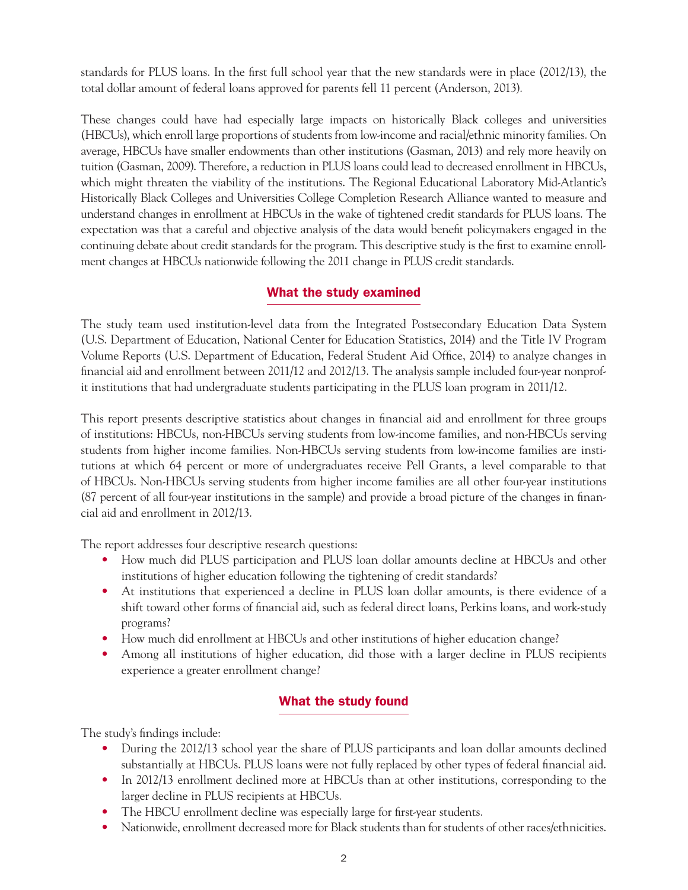standards for PLUS loans. In the first full school year that the new standards were in place (2012/13), the total dollar amount of federal loans approved for parents fell 11 percent (Anderson, 2013).

These changes could have had especially large impacts on historically Black colleges and universities (HBCUs), which enroll large proportions of students from low-income and racial/ethnic minority families. On average, HBCUs have smaller endowments than other institutions (Gasman, 2013) and rely more heavily on tuition (Gasman, 2009). Therefore, a reduction in PLUS loans could lead to decreased enrollment in HBCUs, which might threaten the viability of the institutions. The Regional Educational Laboratory Mid-Atlantic's Historically Black Colleges and Universities College Completion Research Alliance wanted to measure and understand changes in enrollment at HBCUs in the wake of tightened credit standards for PLUS loans. The expectation was that a careful and objective analysis of the data would benefit policymakers engaged in the continuing debate about credit standards for the program. This descriptive study is the first to examine enrollment changes at HBCUs nationwide following the 2011 change in PLUS credit standards.

## What the study examined

The study team used institution-level data from the Integrated Postsecondary Education Data System (U.S. Department of Education, National Center for Education Statistics, 2014) and the Title IV Program Volume Reports (U.S. Department of Education, Federal Student Aid Office, 2014) to analyze changes in financial aid and enrollment between 2011/12 and 2012/13. The analysis sample included four-year nonprofit institutions that had undergraduate students participating in the PLUS loan program in 2011/12.

This report presents descriptive statistics about changes in financial aid and enrollment for three groups of institutions: HBCUs, non-HBCUs serving students from low-income families, and non-HBCUs serving students from higher income families. Non-HBCUs serving students from low-income families are institutions at which 64 percent or more of undergraduates receive Pell Grants, a level comparable to that of HBCUs. Non-HBCUs serving students from higher income families are all other four-year institutions (87 percent of all four-year institutions in the sample) and provide a broad picture of the changes in financial aid and enrollment in 2012/13.

The report addresses four descriptive research questions:

- How much did PLUS participation and PLUS loan dollar amounts decline at HBCUs and other institutions of higher education following the tightening of credit standards?
- At institutions that experienced a decline in PLUS loan dollar amounts, is there evidence of a shift toward other forms of financial aid, such as federal direct loans, Perkins loans, and work-study programs?
- How much did enrollment at HBCUs and other institutions of higher education change?
- Among all institutions of higher education, did those with a larger decline in PLUS recipients experience a greater enrollment change?

## What the study found

The study's findings include:

- During the 2012/13 school year the share of PLUS participants and loan dollar amounts declined substantially at HBCUs. PLUS loans were not fully replaced by other types of federal financial aid.
- In 2012/13 enrollment declined more at HBCUs than at other institutions, corresponding to the larger decline in PLUS recipients at HBCUs.
- The HBCU enrollment decline was especially large for first-year students.
- Nationwide, enrollment decreased more for Black students than for students of other races/ethnicities.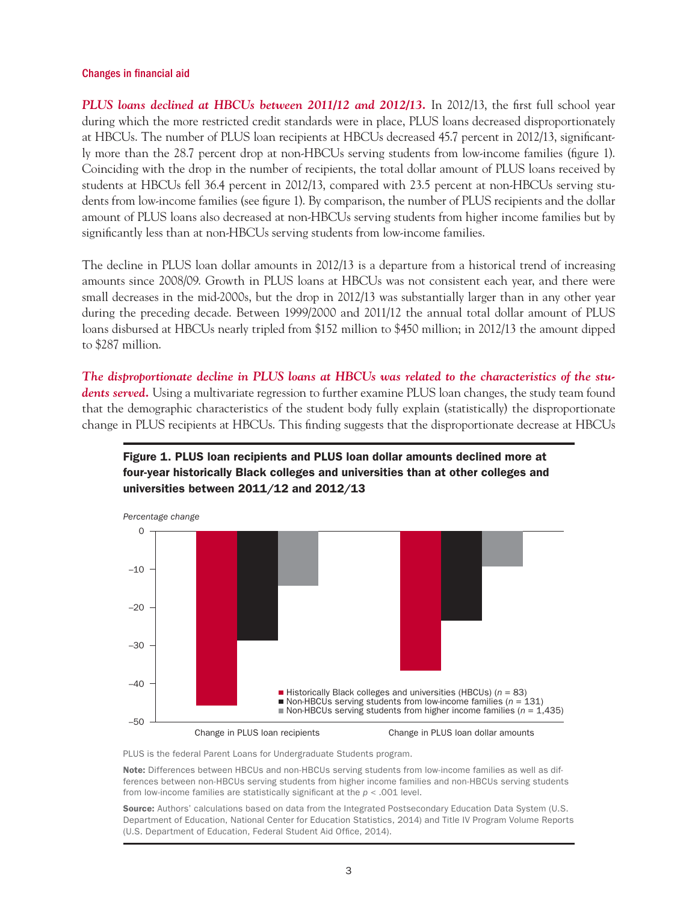### Changes in financial aid

***PLUS loans declined at HBCUs between 2011/12 and 2012/13.*** In 2012/13, the first full school year during which the more restricted credit standards were in place, PLUS loans decreased disproportionately at HBCUs. The number of PLUS loan recipients at HBCUs decreased 45.7 percent in 2012/13, significantly more than the 28.7 percent drop at non-HBCUs serving students from low-income families (figure 1). Coinciding with the drop in the number of recipients, the total dollar amount of PLUS loans received by students at HBCUs fell 36.4 percent in 2012/13, compared with 23.5 percent at non-HBCUs serving students from low-income families (see figure 1). By comparison, the number of PLUS recipients and the dollar amount of PLUS loans also decreased at non-HBCUs serving students from higher income families but by significantly less than at non-HBCUs serving students from low-income families.

The decline in PLUS loan dollar amounts in 2012/13 is a departure from a historical trend of increasing amounts since 2008/09. Growth in PLUS loans at HBCUs was not consistent each year, and there were small decreases in the mid-2000s, but the drop in 2012/13 was substantially larger than in any other year during the preceding decade. Between 1999/2000 and 2011/12 the annual total dollar amount of PLUS loans disbursed at HBCUs nearly tripled from $152 million to $450 million; in 2012/13 the amount dipped to $287 million.

***The disproportionate decline in PLUS loans at HBCUs was related to the characteristics of the students served.*** Using a multivariate regression to further examine PLUS loan changes, the study team found that the demographic characteristics of the student body fully explain (statistically) the disproportionate change in PLUS recipients at HBCUs. This finding suggests that the disproportionate decrease at HBCUs

**Figure 1. PLUS loan recipients and PLUS loan dollar amounts declined more at four-year historically Black colleges and universities than at other colleges and universities between 2011/12 and 2012/13**

*Percentage change*

| | Change in PLUS loan recipients | Change in PLUS loan dollar amounts |
|---|---|---|
| Historically Black colleges and universities (HBCUs) ($n$ = 83) | –45.7 | –36.4 |
| Non-HBCUs serving students from low-income families ($n$ = 131) | –28.7 | –23.5 |
| Non-HBCUs serving students from higher income families ($n$ = 1,435) | | |

PLUS is the federal Parent Loans for Undergraduate Students program.

**Note:** Differences between HBCUs and non-HBCUs serving students from low-income families as well as differences between non-HBCUs serving students from higher income families and non-HBCUs serving students from low-income families are statistically significant at the $p < .001$ level.

**Source:** Authors' calculations based on data from the Integrated Postsecondary Education Data System (U.S. Department of Education, National Center for Education Statistics, 2014) and Title IV Program Volume Reports (U.S. Department of Education, Federal Student Aid Office, 2014).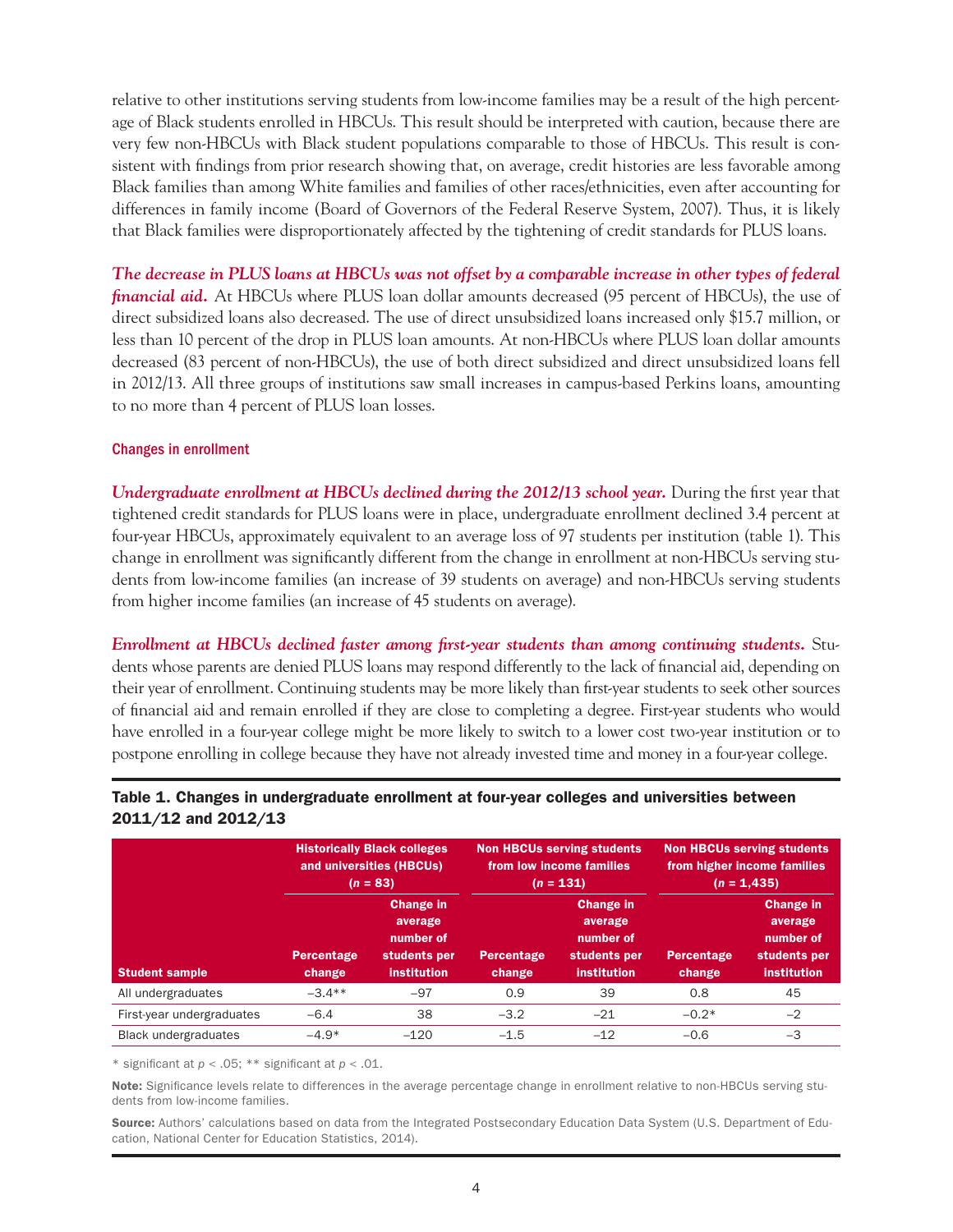relative to other institutions serving students from low-income families may be a result of the high percentage of Black students enrolled in HBCUs. This result should be interpreted with caution, because there are very few non-HBCUs with Black student populations comparable to those of HBCUs. This result is consistent with findings from prior research showing that, on average, credit histories are less favorable among Black families than among White families and families of other races/ethnicities, even after accounting for differences in family income (Board of Governors of the Federal Reserve System, 2007). Thus, it is likely that Black families were disproportionately affected by the tightening of credit standards for PLUS loans.

***The decrease in PLUS loans at HBCUs was not offset by a comparable increase in other types of federal financial aid.*** At HBCUs where PLUS loan dollar amounts decreased (95 percent of HBCUs), the use of direct subsidized loans also decreased. The use of direct unsubsidized loans increased only $15.7 million, or less than 10 percent of the drop in PLUS loan amounts. At non-HBCUs where PLUS loan dollar amounts decreased (83 percent of non-HBCUs), the use of both direct subsidized and direct unsubsidized loans fell in 2012/13. All three groups of institutions saw small increases in campus-based Perkins loans, amounting to no more than 4 percent of PLUS loan losses.

### Changes in enrollment

***Undergraduate enrollment at HBCUs declined during the 2012/13 school year.*** During the first year that tightened credit standards for PLUS loans were in place, undergraduate enrollment declined 3.4 percent at four-year HBCUs, approximately equivalent to an average loss of 97 students per institution (table 1). This change in enrollment was significantly different from the change in enrollment at non-HBCUs serving students from low-income families (an increase of 39 students on average) and non-HBCUs serving students from higher income families (an increase of 45 students on average).

***Enrollment at HBCUs declined faster among first-year students than among continuing students.*** Students whose parents are denied PLUS loans may respond differently to the lack of financial aid, depending on their year of enrollment. Continuing students may be more likely than first-year students to seek other sources of financial aid and remain enrolled if they are close to completing a degree. First-year students who would have enrolled in a four-year college might be more likely to switch to a lower cost two-year institution or to postpone enrolling in college because they have not already invested time and money in a four-year college.

**Table 1. Changes in undergraduate enrollment at four-year colleges and universities between 2011/12 and 2012/13**

| | Historically Black colleges and universities (HBCUs) (*n* = 83) | | Non HBCUs serving students from low income families (*n* = 131) | | Non HBCUs serving students from higher income families (*n* = 1,435) | |
|---|---|---|---|---|---|---|
| Student sample | Percentage change | Change in average number of students per institution | Percentage change | Change in average number of students per institution | Percentage change | Change in average number of students per institution |
| All undergraduates | −3.4** | −97 | 0.9 | 39 | 0.8 | 45 |
| First-year undergraduates | −6.4 | 38 | −3.2 | −21 | −0.2* | −2 |
| Black undergraduates | −4.9* | −120 | −1.5 | −12 | −0.6 | −3 |

* significant at $p < .05$; ** significant at $p < .01$.

**Note:** Significance levels relate to differences in the average percentage change in enrollment relative to non-HBCUs serving students from low-income families.

**Source:** Authors' calculations based on data from the Integrated Postsecondary Education Data System (U.S. Department of Education, National Center for Education Statistics, 2014).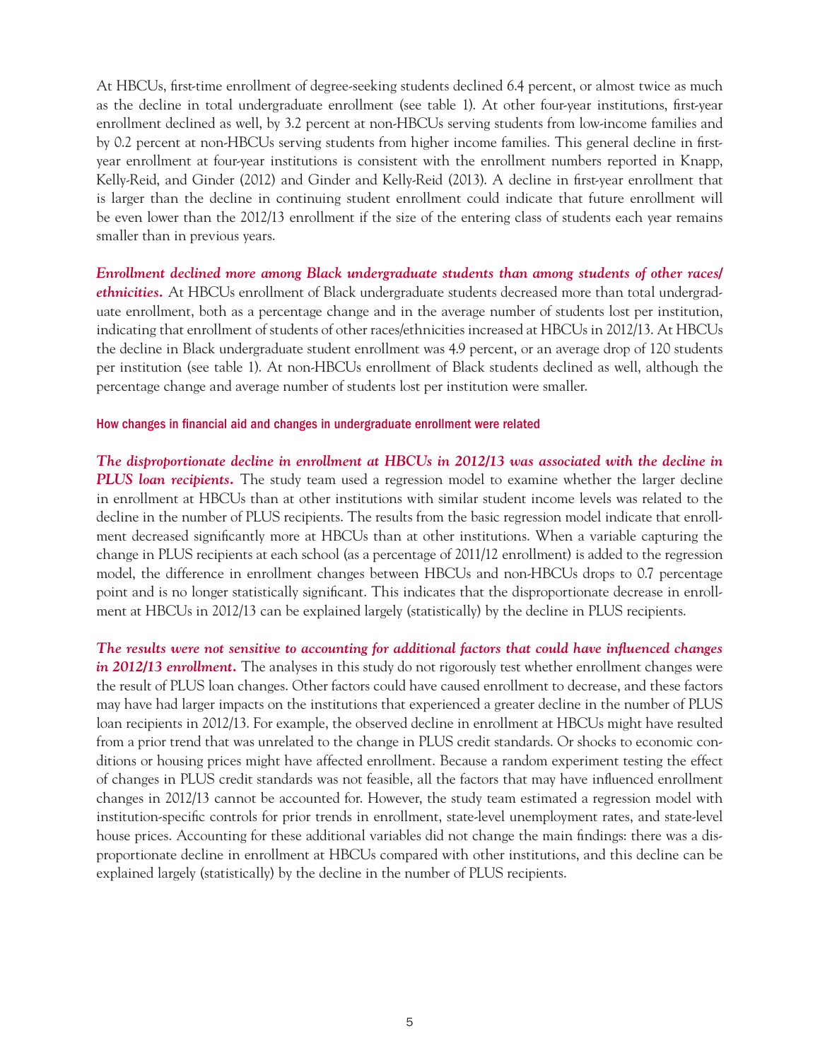At HBCUs, first-time enrollment of degree-seeking students declined 6.4 percent, or almost twice as much as the decline in total undergraduate enrollment (see table 1). At other four-year institutions, first-year enrollment declined as well, by 3.2 percent at non-HBCUs serving students from low-income families and by 0.2 percent at non-HBCUs serving students from higher income families. This general decline in first-year enrollment at four-year institutions is consistent with the enrollment numbers reported in Knapp, Kelly-Reid, and Ginder (2012) and Ginder and Kelly-Reid (2013). A decline in first-year enrollment that is larger than the decline in continuing student enrollment could indicate that future enrollment will be even lower than the 2012/13 enrollment if the size of the entering class of students each year remains smaller than in previous years.

***Enrollment declined more among Black undergraduate students than among students of other races/ethnicities.*** At HBCUs enrollment of Black undergraduate students decreased more than total undergraduate enrollment, both as a percentage change and in the average number of students lost per institution, indicating that enrollment of students of other races/ethnicities increased at HBCUs in 2012/13. At HBCUs the decline in Black undergraduate student enrollment was 4.9 percent, or an average drop of 120 students per institution (see table 1). At non-HBCUs enrollment of Black students declined as well, although the percentage change and average number of students lost per institution were smaller.

### How changes in financial aid and changes in undergraduate enrollment were related

***The disproportionate decline in enrollment at HBCUs in 2012/13 was associated with the decline in PLUS loan recipients.*** The study team used a regression model to examine whether the larger decline in enrollment at HBCUs than at other institutions with similar student income levels was related to the decline in the number of PLUS recipients. The results from the basic regression model indicate that enrollment decreased significantly more at HBCUs than at other institutions. When a variable capturing the change in PLUS recipients at each school (as a percentage of 2011/12 enrollment) is added to the regression model, the difference in enrollment changes between HBCUs and non-HBCUs drops to 0.7 percentage point and is no longer statistically significant. This indicates that the disproportionate decrease in enrollment at HBCUs in 2012/13 can be explained largely (statistically) by the decline in PLUS recipients.

***The results were not sensitive to accounting for additional factors that could have influenced changes in 2012/13 enrollment.*** The analyses in this study do not rigorously test whether enrollment changes were the result of PLUS loan changes. Other factors could have caused enrollment to decrease, and these factors may have had larger impacts on the institutions that experienced a greater decline in the number of PLUS loan recipients in 2012/13. For example, the observed decline in enrollment at HBCUs might have resulted from a prior trend that was unrelated to the change in PLUS credit standards. Or shocks to economic conditions or housing prices might have affected enrollment. Because a random experiment testing the effect of changes in PLUS credit standards was not feasible, all the factors that may have influenced enrollment changes in 2012/13 cannot be accounted for. However, the study team estimated a regression model with institution-specific controls for prior trends in enrollment, state-level unemployment rates, and state-level house prices. Accounting for these additional variables did not change the main findings: there was a disproportionate decline in enrollment at HBCUs compared with other institutions, and this decline can be explained largely (statistically) by the decline in the number of PLUS recipients.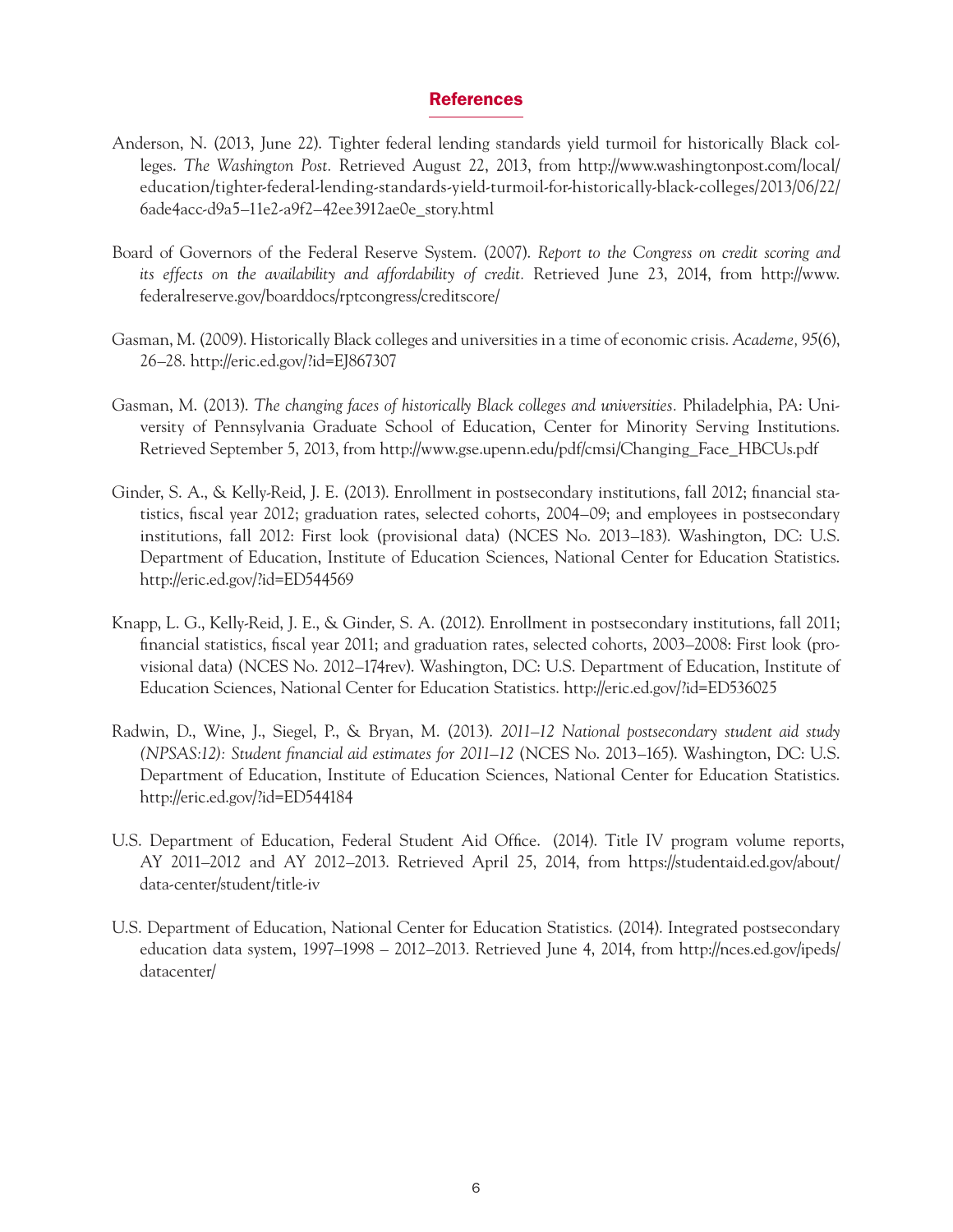## References

Anderson, N. (2013, June 22). Tighter federal lending standards yield turmoil for historically Black colleges. *The Washington Post.* Retrieved August 22, 2013, from http://www.washingtonpost.com/local/education/tighter-federal-lending-standards-yield-turmoil-for-historically-black-colleges/2013/06/22/6ade4acc-d9a5–11e2-a9f2–42ee3912ae0e_story.html

Board of Governors of the Federal Reserve System. (2007). *Report to the Congress on credit scoring and its effects on the availability and affordability of credit.* Retrieved June 23, 2014, from http://www.federalreserve.gov/boarddocs/rptcongress/creditscore/

Gasman, M. (2009). Historically Black colleges and universities in a time of economic crisis. *Academe, 95*(6), 26–28. http://eric.ed.gov/?id=EJ867307

Gasman, M. (2013). *The changing faces of historically Black colleges and universities.* Philadelphia, PA: University of Pennsylvania Graduate School of Education, Center for Minority Serving Institutions. Retrieved September 5, 2013, from http://www.gse.upenn.edu/pdf/cmsi/Changing_Face_HBCUs.pdf

Ginder, S. A., & Kelly-Reid, J. E. (2013). Enrollment in postsecondary institutions, fall 2012; financial statistics, fiscal year 2012; graduation rates, selected cohorts, 2004–09; and employees in postsecondary institutions, fall 2012: First look (provisional data) (NCES No. 2013–183). Washington, DC: U.S. Department of Education, Institute of Education Sciences, National Center for Education Statistics. http://eric.ed.gov/?id=ED544569

Knapp, L. G., Kelly-Reid, J. E., & Ginder, S. A. (2012). Enrollment in postsecondary institutions, fall 2011; financial statistics, fiscal year 2011; and graduation rates, selected cohorts, 2003–2008: First look (provisional data) (NCES No. 2012–174rev). Washington, DC: U.S. Department of Education, Institute of Education Sciences, National Center for Education Statistics. http://eric.ed.gov/?id=ED536025

Radwin, D., Wine, J., Siegel, P., & Bryan, M. (2013). *2011–12 National postsecondary student aid study (NPSAS:12): Student financial aid estimates for 2011–12* (NCES No. 2013–165). Washington, DC: U.S. Department of Education, Institute of Education Sciences, National Center for Education Statistics. http://eric.ed.gov/?id=ED544184

U.S. Department of Education, Federal Student Aid Office. (2014). Title IV program volume reports, AY 2011–2012 and AY 2012–2013. Retrieved April 25, 2014, from https://studentaid.ed.gov/about/data-center/student/title-iv

U.S. Department of Education, National Center for Education Statistics. (2014). Integrated postsecondary education data system, 1997–1998 – 2012–2013. Retrieved June 4, 2014, from http://nces.ed.gov/ipeds/datacenter/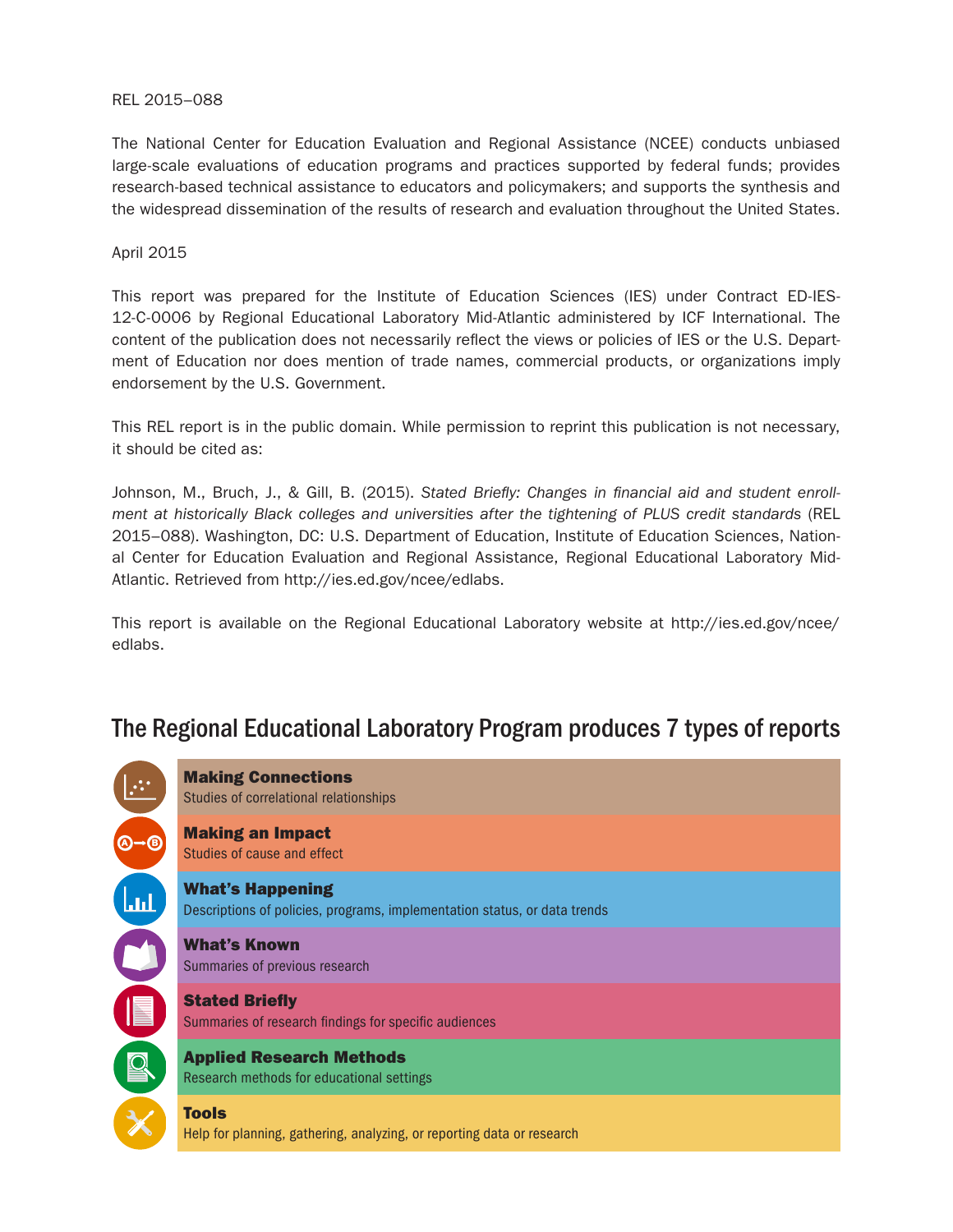REL 2015–088

The National Center for Education Evaluation and Regional Assistance (NCEE) conducts unbiased large-scale evaluations of education programs and practices supported by federal funds; provides research-based technical assistance to educators and policymakers; and supports the synthesis and the widespread dissemination of the results of research and evaluation throughout the United States.

April 2015

This report was prepared for the Institute of Education Sciences (IES) under Contract ED-IES-12-C-0006 by Regional Educational Laboratory Mid-Atlantic administered by ICF International. The content of the publication does not necessarily reflect the views or policies of IES or the U.S. Department of Education nor does mention of trade names, commercial products, or organizations imply endorsement by the U.S. Government.

This REL report is in the public domain. While permission to reprint this publication is not necessary, it should be cited as:

Johnson, M., Bruch, J., & Gill, B. (2015). *Stated Briefly: Changes in financial aid and student enrollment at historically Black colleges and universities after the tightening of PLUS credit standards* (REL 2015–088). Washington, DC: U.S. Department of Education, Institute of Education Sciences, National Center for Education Evaluation and Regional Assistance, Regional Educational Laboratory Mid-Atlantic. Retrieved from http://ies.ed.gov/ncee/edlabs.

This report is available on the Regional Educational Laboratory website at http://ies.ed.gov/ncee/edlabs.

## The Regional Educational Laboratory Program produces 7 types of reports

**Making Connections**
Studies of correlational relationships

**Making an Impact**
Studies of cause and effect

**What's Happening**
Descriptions of policies, programs, implementation status, or data trends

**What's Known**
Summaries of previous research

**Stated Briefly**
Summaries of research findings for specific audiences

**Applied Research Methods**
Research methods for educational settings

**Tools**
Help for planning, gathering, analyzing, or reporting data or research